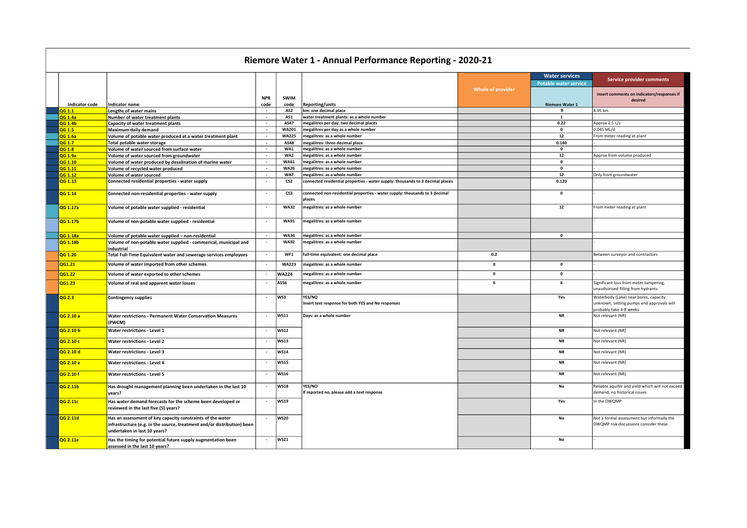# Riemore Water 1 - Annual Performance Reporting - 2020-21

| Indicator code | Indicator name | NPR code | SWIM code | Reporting/units | Whole of provider | Water services<br>Potable water service<br>Riemore Water 1 | Service provider comments<br>insert comments on indicators/responses if desired |
|---|---|---|---|---|---|---|---|
| QG 1.1 | Lengths of water mains | - | AS2 | km: one decimal place | | 9 | 8.95 km |
| QG 1.4a | Number of water treatment plants | - | AS1 | water treatment plants: as a whole number | | 1 | - |
| QG 1.4b | Capacity of water treatment plants | - | AS47 | megalitres per day: two decimal places | | 0.22 | Approx 2.5 L/s |
| QG 1.5 | Maximum daily demand | - | WA201 | megalitres per day as a whole number | | 0 | 0.045 ML/d |
| QG 1.6a | Volume of potable water produced at a water treatment plant | - | WA225 | megalitres: as a whole number | | 12 | From meter reading at plant |
| QG 1.7 | Total potable water storage | - | AS48 | megalitres: three decimal place | | 0.140 | - |
| QG 1.8 | Volume of water sourced from surface water | - | WA1 | megalitres: as a whole number | | 0 | - |
| QG 1.9a | Volume of water sourced from groundwater | - | WA2 | megalitres: as a whole number | | 12 | Approx from volume produced |
| QG 1.10 | Volume of water produced by desalination of marine water | - | WA61 | megalitres: as a whole number | | 0 | - |
| QG 1.11 | Volume of recycled water produced | - | WA26 | megalitres: as a whole number | | 0 | - |
| QG 1.12 | Volume of water sourced | - | WA7 | megalitres: as a whole number | | 12 | Only from groundwater |
| QG 1.13 | Connected residential properties - water supply | - | CS2 | connected residential properties - water supply: thousands to 3 decimal places | | 0.120 | - |
| QG 1.14 | Connected non-residential properties - water supply | - | CS3 | connected non-residential properties - water supply: thousands to 3 decimal places | | 0 | - |
| QG 1.17a | Volume of potable water supplied - residential | - | WA32 | megalitres: as a whole number | | 12 | From meter reading at plant |
| QG 1.17b | Volume of non-potable water supplied - residential | - | WA91 | megalitres: as a whole number | | | - |
| QG 1.18a | Volume of potable water supplied – non-residential | - | WA34 | megalitres: as a whole number | | 0 | - |
| QG 1.18b | Volume of non-potable water supplied - commerical, municipal and industrial | - | WA92 | megalitres: as a whole number | | | - |
| QG 1.20 | Total Full-Time Equivalent water and sewerage services employees | - | WF1 | full-time equivalent: one decimal place | 0.2 | | Between surveyor and contractors |
| QG1.21 | Volume of water imported from other schemes | - | WA223 | megalitres: as a whole number | 0 | 0 | - |
| QG1.22 | Volume of water exported to other schemes | - | WA224 | megalitres: as a whole number | 0 | 0 | - |
| QG1.23 | Volume of real and apparent water losses | - | AS56 | megalitres: as a whole number | 6 | 6 | Significant loss from meter tampering, unauthorised filling from hydrants |
| QG 2.3 | Contingency supplies | - | WS3 | YES/NO<br>Insert text response for both YES and No responses | | Yes | Waterbody (Lake) near bores, capacity unknown, setting pumps and approvals will probably take 4-8 weeks |
| QG 2.10 a | Water restrictions - Permanent Water Conservation Measures (PWCM) | - | WS11 | Days: as a whole number | | NR | Not relevant (NR) |
| QG 2.10 b | Water restrictions - Level 1 | - | WS12 | | | NR | Not relevant (NR) |
| QG 2.10 c | Water restrictions - Level 2 | - | WS13 | | | NR | Not relevant (NR) |
| QG 2.10 d | Water restrictions - Level 3 | - | WS14 | | | NR | Not relevant (NR) |
| QG 2.10 e | Water restrictions - Level 4 | - | WS15 | | | NR | Not relevant (NR) |
| QG 2.10 f | Water restrictions - Level 5 | - | WS16 | | | NR | Not relevant (NR) |
| QG 2.11b | Has drought management planning been undertaken in the last 10 years? | - | WS18 | YES/NO<br>If reported no, please add a text response | | No | Reliable aquifer and yield which will not exceed demand, no historical issues |
| QG 2.11c | Has water demand forecasts for the scheme been developed or reviewed in the last five (5) years? | - | WS19 | | | Yes | In the DWQMP |
| QG 2.11d | Has an assessment of key capacity constraints of the water infrastructure (e.g. in the source, treatment and/or distribution) been undertaken in last 10 years? | - | WS20 | | | No | Not a formal assessment but informally the DWQMP risk discussions consider these. |
| QG 2.11e | Has the timing for potential future supply augmentation been assessed in the last 10 years? | - | WS21 | | | No | - |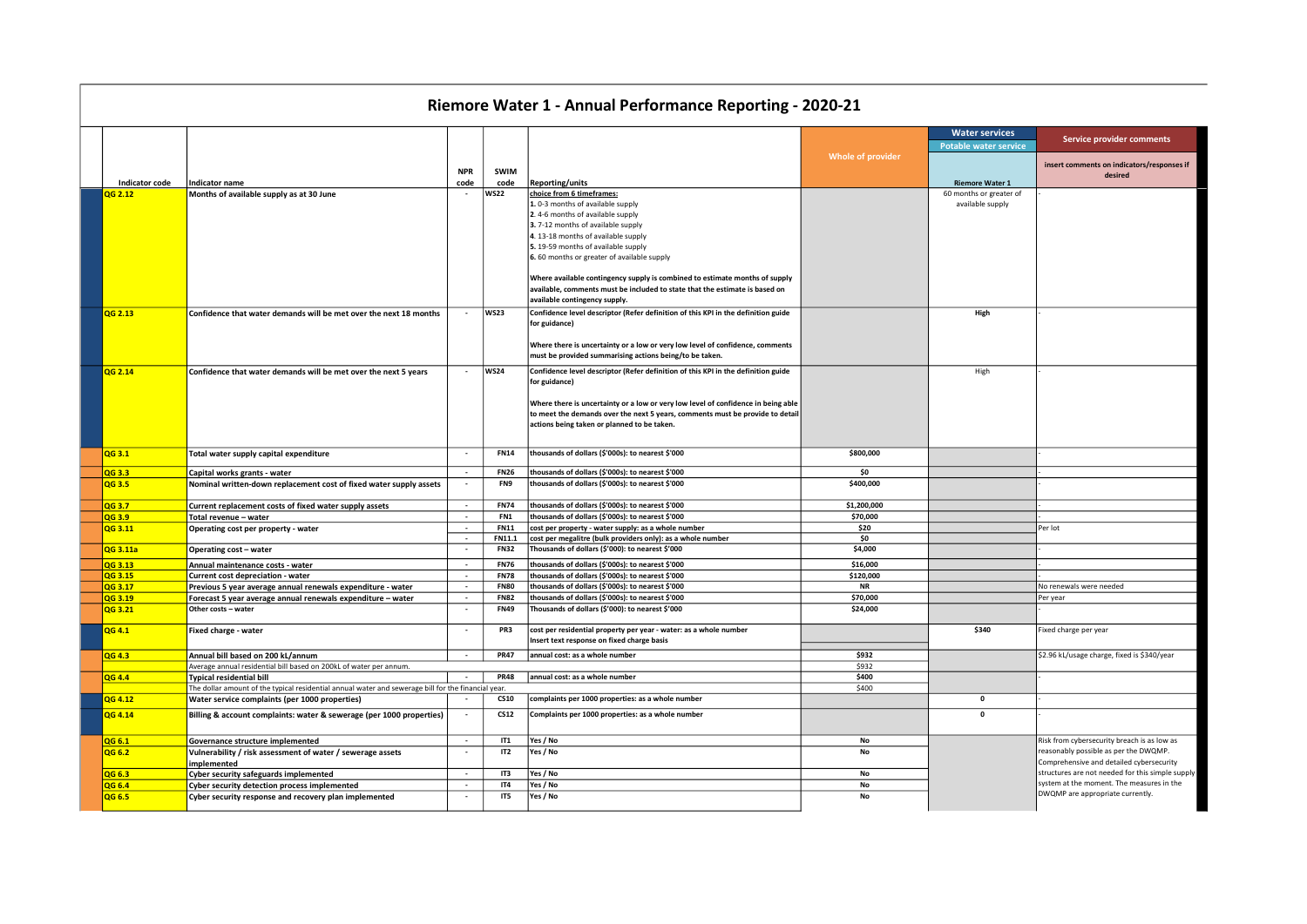# Riemore Water 1 - Annual Performance Reporting - 2020-21

| Indicator code | Indicator name | NPR code | SWIM code | Reporting/units | Whole of provider | Water services — Potable water service — Riemore Water 1 | Service provider comments — insert comments on indicators/responses if desired |
|---|---|---|---|---|---|---|---|
| QG 2.12 | Months of available supply as at 30 June | - | WS22 | choice from 6 timeframes:<br>1. 0-3 months of available supply<br>2. 4-6 months of available supply<br>3. 7-12 months of available supply<br>4. 13-18 months of available supply<br>5. 19-59 months of available supply<br>6. 60 months or greater of available supply<br><br>Where available contingency supply is combined to estimate months of supply available, comments must be included to state that the estimate is based on available contingency supply. | | 60 months or greater of available supply | - |
| QG 2.13 | Confidence that water demands will be met over the next 18 months | - | WS23 | Confidence level descriptor (Refer definition of this KPI in the definition guide for guidance)<br><br>Where there is uncertainty or a low or very low level of confidence, comments must be provided summarising actions being/to be taken. | | High | - |
| QG 2.14 | Confidence that water demands will be met over the next 5 years | - | WS24 | Confidence level descriptor (Refer definition of this KPI in the definition guide for guidance)<br><br>Where there is uncertainty or a low or very low level of confidence in being able to meet the demands over the next 5 years, comments must be provide to detail actions being taken or planned to be taken. | | High | - |
| QG 3.1 | Total water supply capital expenditure | - | FN14 | thousands of dollars ($'000s): to nearest $'000 | $800,000 | | - |
| QG 3.3 | Capital works grants - water | - | FN26 | thousands of dollars ($'000s): to nearest $'000 | $0 | | - |
| QG 3.5 | Nominal written-down replacement cost of fixed water supply assets | - | FN9 | thousands of dollars ($'000s): to nearest $'000 | $400,000 | | - |
| QG 3.7 | Current replacement costs of fixed water supply assets | - | FN74 | thousands of dollars ($'000s): to nearest $'000 | $1,200,000 | | - |
| QG 3.9 | Total revenue – water | - | FN1 | thousands of dollars ($'000s): to nearest $'000 | $70,000 | | - |
| QG 3.11 | Operating cost per property - water | - | FN11 | cost per property - water supply: as a whole number | $20 | | Per lot |
| | | - | FN11.1 | cost per megalitre (bulk providers only): as a whole number | $0 | | |
| QG 3.11a | Operating cost – water | - | FN32 | Thousands of dollars ($'000): to nearest $'000 | $4,000 | | - |
| QG 3.13 | Annual maintenance costs - water | - | FN76 | thousands of dollars ($'000s): to nearest $'000 | $16,000 | | - |
| QG 3.15 | Current cost depreciation - water | - | FN78 | thousands of dollars ($'000s): to nearest $'000 | $120,000 | | - |
| QG 3.17 | Previous 5 year average annual renewals expenditure - water | - | FN80 | thousands of dollars ($'000s): to nearest $'000 | NR | | No renewals were needed |
| QG 3.19 | Forecast 5 year average annual renewals expenditure – water | - | FN82 | thousands of dollars ($'000s): to nearest $'000 | $70,000 | | Per year |
| QG 3.21 | Other costs – water | - | FN49 | Thousands of dollars ($'000): to nearest $'000 | $24,000 | | - |
| QG 4.1 | Fixed charge - water | - | PR3 | cost per residential property per year - water: as a whole number<br>Insert text response on fixed charge basis | | $340 | Fixed charge per year |
| QG 4.3 | Annual bill based on 200 kL/annum | - | PR47 | annual cost: as a whole number | $932 | | $2.96 kL/usage charge, fixed is $340/year |
| | Average annual residential bill based on 200kL of water per annum. | | | | $932 | | |
| QG 4.4 | Typical residential bill | - | PR48 | annual cost: as a whole number | $400 | | - |
| | The dollar amount of the typical residential annual water and sewerage bill for the financial year. | | | | $400 | | |
| QG 4.12 | Water service complaints (per 1000 properties) | - | CS10 | complaints per 1000 properties: as a whole number | | 0 | - |
| QG 4.14 | Billing & account complaints: water & sewerage (per 1000 properties) | - | CS12 | Complaints per 1000 properties: as a whole number | | 0 | - |
| QG 6.1 | Governance structure implemented | - | IT1 | Yes / No | No | | Risk from cybersecurity breach is as low as reasonably possible as per the DWQMP. Comprehensive and detailed cybersecurity structures are not needed for this simple supply system at the moment. The measures in the DWQMP are appropriate currently. |
| QG 6.2 | Vulnerability / risk assessment of water / sewerage assets implemented | - | IT2 | Yes / No | No | | |
| QG 6.3 | Cyber security safeguards implemented | - | IT3 | Yes / No | No | | |
| QG 6.4 | Cyber security detection process implemented | - | IT4 | Yes / No | No | | |
| QG 6.5 | Cyber security response and recovery plan implemented | - | IT5 | Yes / No | No | | |